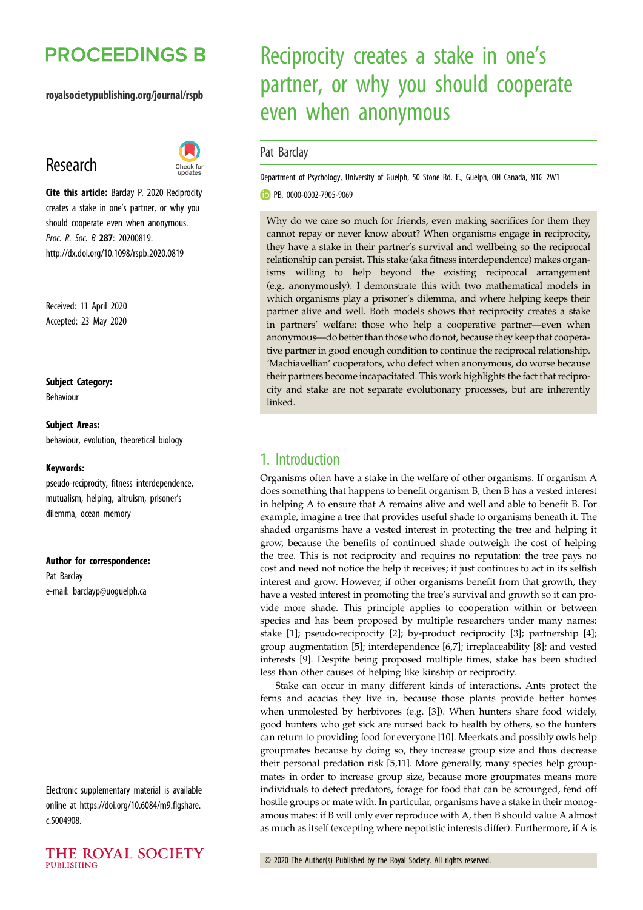# Reciprocity creates a stake in one's partner, or why you should cooperate even when anonymous

Pat Barclay

Department of Psychology, University of Guelph, 50 Stone Rd. E., Guelph, ON Canada, N1G 2W1

PB, 0000-0002-7905-9069

**Research**

**Cite this article:** Barclay P. 2020 Reciprocity creates a stake in one's partner, or why you should cooperate even when anonymous. *Proc. R. Soc. B* **287**: 20200819. http://dx.doi.org/10.1098/rspb.2020.0819

Received: 11 April 2020
Accepted: 23 May 2020

**Subject Category:**
Behaviour

**Subject Areas:**
behaviour, evolution, theoretical biology

**Keywords:**
pseudo-reciprocity, fitness interdependence, mutualism, helping, altruism, prisoner's dilemma, ocean memory

**Author for correspondence:**
Pat Barclay
e-mail: barclayp@uoguelph.ca

Electronic supplementary material is available online at https://doi.org/10.6084/m9.figshare.c.5004908.

Why do we care so much for friends, even making sacrifices for them they cannot repay or never know about? When organisms engage in reciprocity, they have a stake in their partner's survival and wellbeing so the reciprocal relationship can persist. This stake (aka fitness interdependence) makes organisms willing to help beyond the existing reciprocal arrangement (e.g. anonymously). I demonstrate this with two mathematical models in which organisms play a prisoner's dilemma, and where helping keeps their partner alive and well. Both models shows that reciprocity creates a stake in partners' welfare: those who help a cooperative partner—even when anonymous—do better than those who do not, because they keep that cooperative partner in good enough condition to continue the reciprocal relationship. 'Machiavellian' cooperators, who defect when anonymous, do worse because their partners become incapacitated. This work highlights the fact that reciprocity and stake are not separate evolutionary processes, but are inherently linked.

## 1. Introduction

Organisms often have a stake in the welfare of other organisms. If organism A does something that happens to benefit organism B, then B has a vested interest in helping A to ensure that A remains alive and well and able to benefit B. For example, imagine a tree that provides useful shade to organisms beneath it. The shaded organisms have a vested interest in protecting the tree and helping it grow, because the benefits of continued shade outweigh the cost of helping the tree. This is not reciprocity and requires no reputation: the tree pays no cost and need not notice the help it receives; it just continues to act in its selfish interest and grow. However, if other organisms benefit from that growth, they have a vested interest in promoting the tree's survival and growth so it can provide more shade. This principle applies to cooperation within or between species and has been proposed by multiple researchers under many names: stake [1]; pseudo-reciprocity [2]; by-product reciprocity [3]; partnership [4]; group augmentation [5]; interdependence [6,7]; irreplaceability [8]; and vested interests [9]. Despite being proposed multiple times, stake has been studied less than other causes of helping like kinship or reciprocity.

Stake can occur in many different kinds of interactions. Ants protect the ferns and acacias they live in, because those plants provide better homes when unmolested by herbivores (e.g. [3]). When hunters share food widely, good hunters who get sick are nursed back to health by others, so the hunters can return to providing food for everyone [10]. Meerkats and possibly owls help groupmates because by doing so, they increase group size and thus decrease their personal predation risk [5,11]. More generally, many species help groupmates in order to increase group size, because more groupmates means more individuals to detect predators, forage for food that can be scrounged, fend off hostile groups or mate with. In particular, organisms have a stake in their monogamous mates: if B will only ever reproduce with A, then B should value A almost as much as itself (excepting where nepotistic interests differ). Furthermore, if A is

© 2020 The Author(s) Published by the Royal Society. All rights reserved.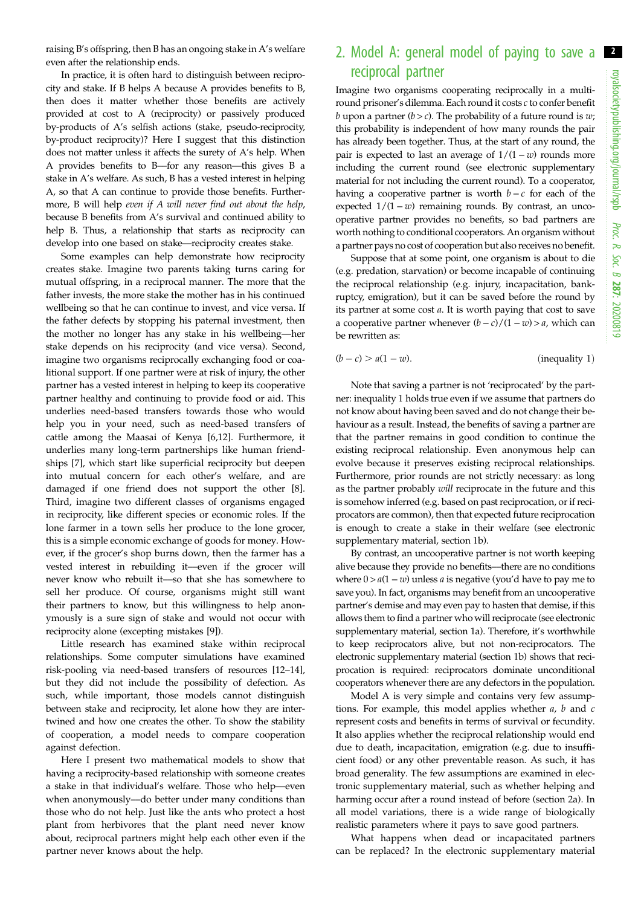raising B's offspring, then B has an ongoing stake in A's welfare even after the relationship ends.

In practice, it is often hard to distinguish between reciprocity and stake. If B helps A because A provides benefits to B, then does it matter whether those benefits are actively provided at cost to A (reciprocity) or passively produced by-products of A's selfish actions (stake, pseudo-reciprocity, by-product reciprocity)? Here I suggest that this distinction does not matter unless it affects the surety of A's help. When A provides benefits to B—for any reason—this gives B a stake in A's welfare. As such, B has a vested interest in helping A, so that A can continue to provide those benefits. Furthermore, B will help *even if A will never find out about the help*, because B benefits from A's survival and continued ability to help B. Thus, a relationship that starts as reciprocity can develop into one based on stake—reciprocity creates stake.

Some examples can help demonstrate how reciprocity creates stake. Imagine two parents taking turns caring for mutual offspring, in a reciprocal manner. The more that the father invests, the more stake the mother has in his continued wellbeing so that he can continue to invest, and vice versa. If the father defects by stopping his paternal investment, then the mother no longer has any stake in his wellbeing—her stake depends on his reciprocity (and vice versa). Second, imagine two organisms reciprocally exchanging food or coalitional support. If one partner were at risk of injury, the other partner has a vested interest in helping to keep its cooperative partner healthy and continuing to provide food or aid. This underlies need-based transfers towards those who would help you in your need, such as need-based transfers of cattle among the Maasai of Kenya [6,12]. Furthermore, it underlies many long-term partnerships like human friendships [7], which start like superficial reciprocity but deepen into mutual concern for each other's welfare, and are damaged if one friend does not support the other [8]. Third, imagine two different classes of organisms engaged in reciprocity, like different species or economic roles. If the lone farmer in a town sells her produce to the lone grocer, this is a simple economic exchange of goods for money. However, if the grocer's shop burns down, then the farmer has a vested interest in rebuilding it—even if the grocer will never know who rebuilt it—so that she has somewhere to sell her produce. Of course, organisms might still want their partners to know, but this willingness to help anonymously is a sure sign of stake and would not occur with reciprocity alone (excepting mistakes [9]).

Little research has examined stake within reciprocal relationships. Some computer simulations have examined risk-pooling via need-based transfers of resources [12–14], but they did not include the possibility of defection. As such, while important, those models cannot distinguish between stake and reciprocity, let alone how they are intertwined and how one creates the other. To show the stability of cooperation, a model needs to compare cooperation against defection.

Here I present two mathematical models to show that having a reciprocity-based relationship with someone creates a stake in that individual's welfare. Those who help—even when anonymously—do better under many conditions than those who do not help. Just like the ants who protect a host plant from herbivores that the plant need never know about, reciprocal partners might help each other even if the partner never knows about the help.

## 2. Model A: general model of paying to save a reciprocal partner

Imagine two organisms cooperating reciprocally in a multi-round prisoner's dilemma. Each round it costs $c$ to confer benefit $b$ upon a partner ($b > c$). The probability of a future round is $w$; this probability is independent of how many rounds the pair has already been together. Thus, at the start of any round, the pair is expected to last an average of $1/(1-w)$ rounds more including the current round (see electronic supplementary material for not including the current round). To a cooperator, having a cooperative partner is worth $b - c$ for each of the expected $1/(1-w)$ remaining rounds. By contrast, an uncooperative partner provides no benefits, so bad partners are worth nothing to conditional cooperators. An organism without a partner pays no cost of cooperation but also receives no benefit.

Suppose that at some point, one organism is about to die (e.g. predation, starvation) or become incapable of continuing the reciprocal relationship (e.g. injury, incapacitation, bankruptcy, emigration), but it can be saved before the round by its partner at some cost $a$. It is worth paying that cost to save a cooperative partner whenever $(b-c)/(1-w) > a$, which can be rewritten as:

$$(b-c) > a(1-w). \qquad \text{(inequality 1)}$$

Note that saving a partner is not 'reciprocated' by the partner: inequality 1 holds true even if we assume that partners do not know about having been saved and do not change their behaviour as a result. Instead, the benefits of saving a partner are that the partner remains in good condition to continue the existing reciprocal relationship. Even anonymous help can evolve because it preserves existing reciprocal relationships. Furthermore, prior rounds are not strictly necessary: as long as the partner probably *will* reciprocate in the future and this is somehow inferred (e.g. based on past reciprocation, or if reciprocators are common), then that expected future reciprocation is enough to create a stake in their welfare (see electronic supplementary material, section 1b).

By contrast, an uncooperative partner is not worth keeping alive because they provide no benefits—there are no conditions where $0 > a(1-w)$ unless $a$ is negative (you'd have to pay me to save you). In fact, organisms may benefit from an uncooperative partner's demise and may even pay to hasten that demise, if this allows them to find a partner who will reciprocate (see electronic supplementary material, section 1a). Therefore, it's worthwhile to keep reciprocators alive, but not non-reciprocators. The electronic supplementary material (section 1b) shows that reciprocation is required: reciprocators dominate unconditional cooperators whenever there are any defectors in the population.

Model A is very simple and contains very few assumptions. For example, this model applies whether $a$, $b$ and $c$ represent costs and benefits in terms of survival or fecundity. It also applies whether the reciprocal relationship would end due to death, incapacitation, emigration (e.g. due to insufficient food) or any other preventable reason. As such, it has broad generality. The few assumptions are examined in electronic supplementary material, such as whether helping and harming occur after a round instead of before (section 2a). In all model variations, there is a wide range of biologically realistic parameters where it pays to save good partners.

What happens when dead or incapacitated partners can be replaced? In the electronic supplementary material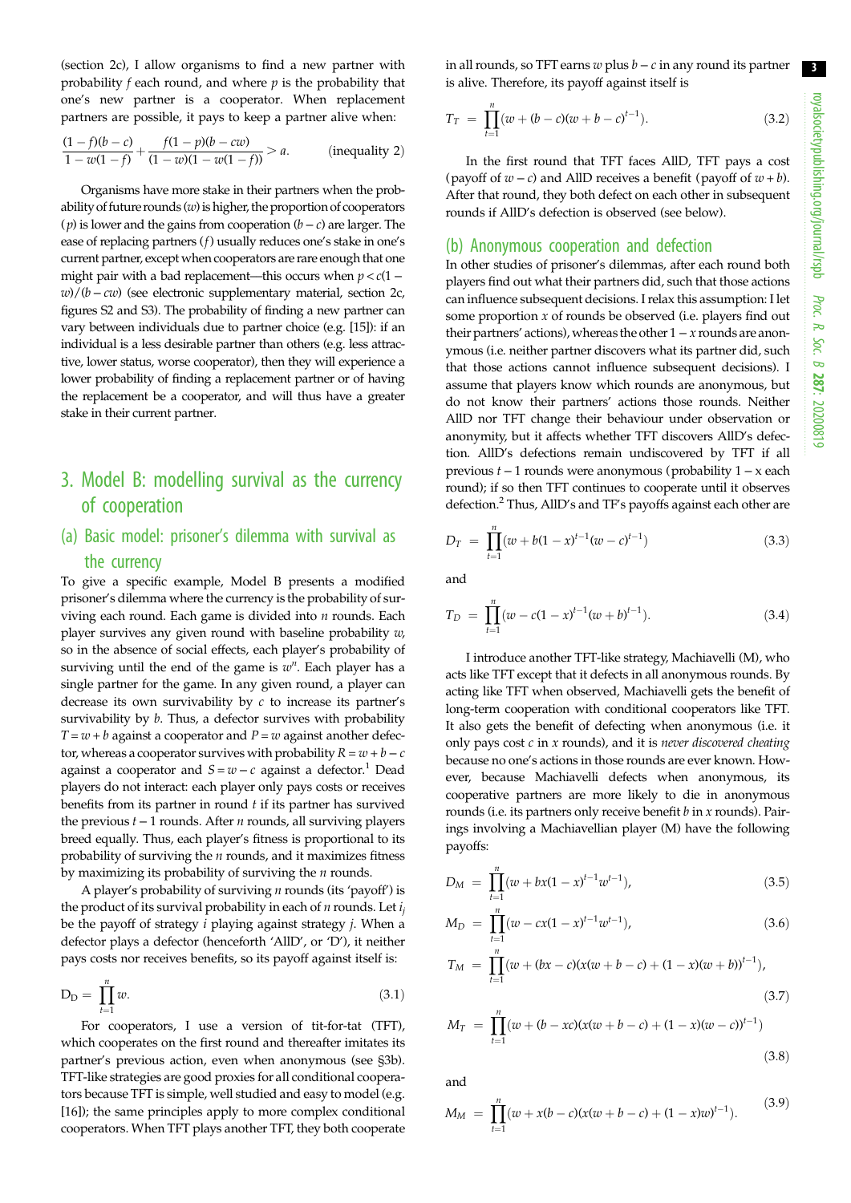(section 2c), I allow organisms to find a new partner with probability $f$ each round, and where $p$ is the probability that one's new partner is a cooperator. When replacement partners are possible, it pays to keep a partner alive when:

$$\frac{(1-f)(b-c)}{1-w(1-f)}+\frac{f(1-p)(b-cw)}{(1-w)(1-w(1-f))}>a. \qquad \text{(inequality 2)}$$

Organisms have more stake in their partners when the probability of future rounds ($w$) is higher, the proportion of cooperators ($p$) is lower and the gains from cooperation ($b-c$) are larger. The ease of replacing partners ($f$) usually reduces one's stake in one's current partner, except when cooperators are rare enough that one might pair with a bad replacement—this occurs when $p<c(1-w)/(b-cw)$ (see electronic supplementary material, section 2c, figures S2 and S3). The probability of finding a new partner can vary between individuals due to partner choice (e.g. [15]): if an individual is a less desirable partner than others (e.g. less attractive, lower status, worse cooperator), then they will experience a lower probability of finding a replacement partner or of having the replacement be a cooperator, and will thus have a greater stake in their current partner.

# 3. Model B: modelling survival as the currency of cooperation

## (a) Basic model: prisoner's dilemma with survival as the currency

To give a specific example, Model B presents a modified prisoner's dilemma where the currency is the probability of surviving each round. Each game is divided into $n$ rounds. Each player survives any given round with baseline probability $w$, so in the absence of social effects, each player's probability of surviving until the end of the game is $w^n$. Each player has a single partner for the game. In any given round, a player can decrease its own survivability by $c$ to increase its partner's survivability by $b$. Thus, a defector survives with probability $T=w+b$ against a cooperator and $P=w$ against another defector, whereas a cooperator survives with probability $R=w+b-c$ against a cooperator and $S=w-c$ against a defector.[1] Dead players do not interact: each player only pays costs or receives benefits from its partner in round $t$ if its partner has survived the previous $t-1$ rounds. After $n$ rounds, all surviving players breed equally. Thus, each player's fitness is proportional to its probability of surviving the $n$ rounds, and it maximizes fitness by maximizing its probability of surviving the $n$ rounds.

A player's probability of surviving $n$ rounds (its 'payoff') is the product of its survival probability in each of $n$ rounds. Let $i_j$ be the payoff of strategy $i$ playing against strategy $j$. When a defector plays a defector (henceforth 'AllD', or 'D'), it neither pays costs nor receives benefits, so its payoff against itself is:

$$\mathrm{D_D}=\prod_{t=1}^{n} w. \tag{3.1}$$

For cooperators, I use a version of tit-for-tat (TFT), which cooperates on the first round and thereafter imitates its partner's previous action, even when anonymous (see §3b). TFT-like strategies are good proxies for all conditional cooperators because TFT is simple, well studied and easy to model (e.g. [16]); the same principles apply to more complex conditional cooperators. When TFT plays another TFT, they both cooperate in all rounds, so TFT earns $w$ plus $b-c$ in any round its partner is alive. Therefore, its payoff against itself is

$$T_T=\prod_{t=1}^{n}(w+(b-c)(w+b-c)^{t-1}). \tag{3.2}$$

In the first round that TFT faces AllD, TFT pays a cost (payoff of $w-c$) and AllD receives a benefit (payoff of $w+b$). After that round, they both defect on each other in subsequent rounds if AllD's defection is observed (see below).

## (b) Anonymous cooperation and defection

In other studies of prisoner's dilemmas, after each round both players find out what their partners did, such that those actions can influence subsequent decisions. I relax this assumption: I let some proportion $x$ of rounds be observed (i.e. players find out their partners' actions), whereas the other $1-x$ rounds are anonymous (i.e. neither partner discovers what its partner did, such that those actions cannot influence subsequent decisions). I assume that players know which rounds are anonymous, but do not know their partners' actions those rounds. Neither AllD nor TFT change their behaviour under observation or anonymity, but it affects whether TFT discovers AllD's defection. AllD's defections remain undiscovered by TFT if all previous $t-1$ rounds were anonymous (probability $1-x$ each round); if so then TFT continues to cooperate until it observes defection.[2] Thus, AllD's and TF's payoffs against each other are

$$D_T=\prod_{t=1}^{n}(w+b(1-x)^{t-1}(w-c)^{t-1}) \tag{3.3}$$

and

$$T_D=\prod_{t=1}^{n}(w-c(1-x)^{t-1}(w+b)^{t-1}). \tag{3.4}$$

I introduce another TFT-like strategy, Machiavelli (M), who acts like TFT except that it defects in all anonymous rounds. By acting like TFT when observed, Machiavelli gets the benefit of long-term cooperation with conditional cooperators like TFT. It also gets the benefit of defecting when anonymous (i.e. it only pays cost $c$ in $x$ rounds), and it is *never discovered cheating* because no one's actions in those rounds are ever known. However, because Machiavelli defects when anonymous, its cooperative partners are more likely to die in anonymous rounds (i.e. its partners only receive benefit $b$ in $x$ rounds). Pairings involving a Machiavellian player (M) have the following payoffs:

$$D_M=\prod_{t=1}^{n}(w+bx(1-x)^{t-1}w^{t-1}), \tag{3.5}$$

$$M_D=\prod_{t=1}^{n}(w-cx(1-x)^{t-1}w^{t-1}), \tag{3.6}$$

$$T_M=\prod_{t=1}^{n}(w+(bx-c)(x(w+b-c)+(1-x)(w+b))^{t-1}), \tag{3.7}$$

$$M_T=\prod_{t=1}^{n}(w+(b-xc)(x(w+b-c)+(1-x)(w-c))^{t-1}) \tag{3.8}$$

and

$$M_M=\prod_{t=1}^{n}(w+x(b-c)(x(w+b-c)+(1-x)w)^{t-1}). \tag{3.9}$$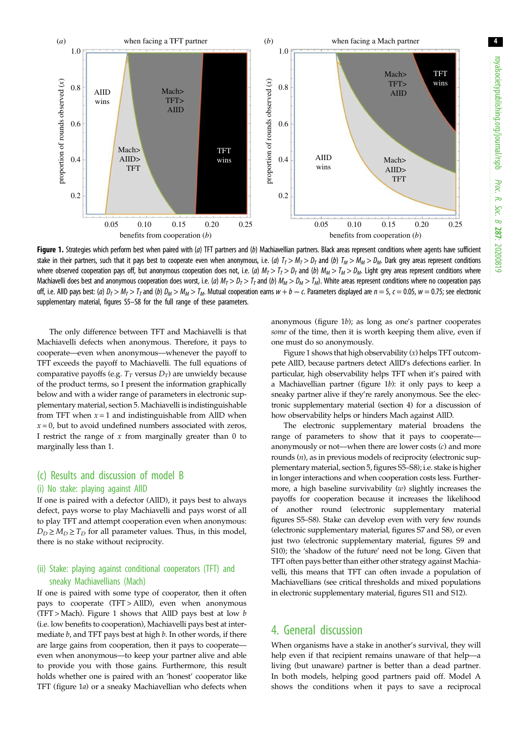**Figure 1.** Strategies which perform best when paired with (*a*) TFT partners and (*b*) Machiavellian partners. Black areas represent conditions where agents have sufficient stake in their partners, such that it pays best to cooperate even when anonymous, i.e. (*a*) $T_T > M_T > D_T$ and (*b*) $T_M > M_M > D_M$. Dark grey areas represent conditions where observed cooperation pays off, but anonymous cooperation does not, i.e. (*a*) $M_T > T_T > D_T$ and (*b*) $M_M > T_M > D_M$. Light grey areas represent conditions where Machiavelli does best and anonymous cooperation does worst, i.e. (*a*) $M_T > D_T > T_T$ and (*b*) $M_M > D_M > T_M$). White areas represent conditions where no cooperation pays off, i.e. AllD pays best: (*a*) $D_T > M_T > T_T$ and (*b*) $D_M > M_M > T_M$. Mutual cooperation earns $w + b - c$. Parameters displayed are $n = 5$, $c = 0.05$, $w = 0.75$; see electronic supplementary material, figures S5–S8 for the full range of these parameters.

The only difference between TFT and Machiavelli is that Machiavelli defects when anonymous. Therefore, it pays to cooperate—even when anonymous—whenever the payoff to TFT exceeds the payoff to Machiavelli. The full equations of comparative payoffs (e.g. $T_T$ versus $D_T$) are unwieldy because of the product terms, so I present the information graphically below and with a wider range of parameters in electronic supplementary material, section 5. Machiavelli is indistinguishable from TFT when $x = 1$ and indistinguishable from AllD when $x = 0$, but to avoid undefined numbers associated with zeros, I restrict the range of $x$ from marginally greater than 0 to marginally less than 1.

## (c) Results and discussion of model B

### (i) No stake: playing against AllD

If one is paired with a defector (AllD), it pays best to always defect, pays worse to play Machiavelli and pays worst of all to play TFT and attempt cooperation even when anonymous: $D_D \geq M_D \geq T_D$ for all parameter values. Thus, in this model, there is no stake without reciprocity.

### (ii) Stake: playing against conditional cooperators (TFT) and sneaky Machiavellians (Mach)

If one is paired with some type of cooperator, then it often pays to cooperate (TFT > AllD), even when anonymous (TFT > Mach). Figure 1 shows that AllD pays best at low $b$ (i.e. low benefits to cooperation), Machiavelli pays best at intermediate $b$, and TFT pays best at high $b$. In other words, if there are large gains from cooperation, then it pays to cooperate—even when anonymous—to keep your partner alive and able to provide you with those gains. Furthermore, this result holds whether one is paired with an 'honest' cooperator like TFT (figure 1*a*) or a sneaky Machiavellian who defects when anonymous (figure 1*b*); as long as one's partner cooperates *some* of the time, then it is worth keeping them alive, even if one must do so anonymously.

Figure 1 shows that high observability ($x$) helps TFT outcompete AllD, because partners detect AllD's defections earlier. In particular, high observability helps TFT when it's paired with a Machiavellian partner (figure 1*b*): it only pays to keep a sneaky partner alive if they're rarely anonymous. See the electronic supplementary material (section 4) for a discussion of how observability helps or hinders Mach against AllD.

The electronic supplementary material broadens the range of parameters to show that it pays to cooperate—anonymously or not—when there are lower costs ($c$) and more rounds ($n$), as in previous models of reciprocity (electronic supplementary material, section 5, figures S5–S8); i.e. stake is higher in longer interactions and when cooperation costs less. Furthermore, a high baseline survivability ($w$) slightly increases the payoffs for cooperation because it increases the likelihood of another round (electronic supplementary material figures S5–S8). Stake can develop even with very few rounds (electronic supplementary material, figures S7 and S8), or even just two (electronic supplementary material, figures S9 and S10); the 'shadow of the future' need not be long. Given that TFT often pays better than either other strategy against Machiavelli, this means that TFT can often invade a population of Machiavellians (see critical thresholds and mixed populations in electronic supplementary material, figures S11 and S12).

# 4. General discussion

When organisms have a stake in another's survival, they will help even if that recipient remains unaware of that help—a living (but unaware) partner is better than a dead partner. In both models, helping good partners paid off. Model A shows the conditions when it pays to save a reciprocal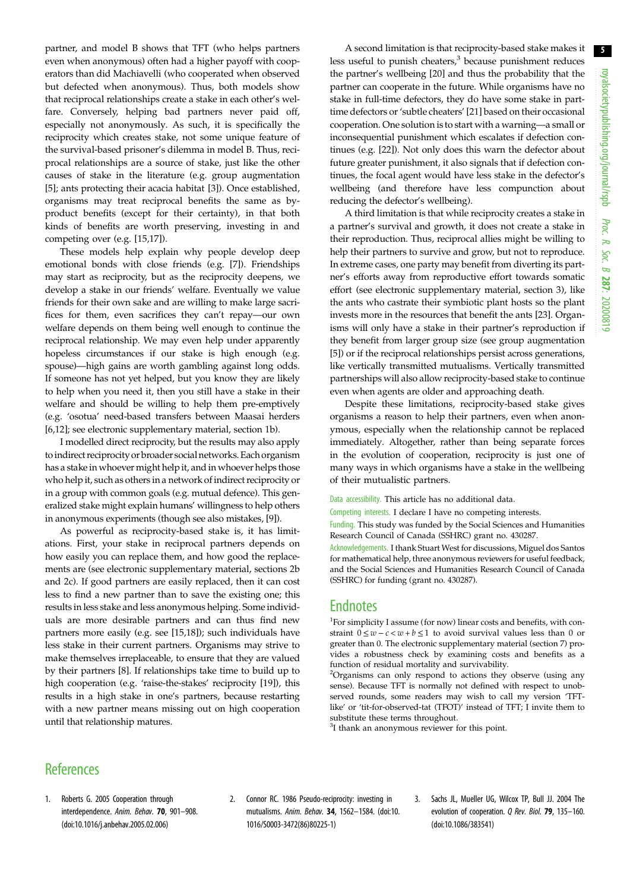partner, and model B shows that TFT (who helps partners even when anonymous) often had a higher payoff with cooperators than did Machiavelli (who cooperated when observed but defected when anonymous). Thus, both models show that reciprocal relationships create a stake in each other's welfare. Conversely, helping bad partners never paid off, especially not anonymously. As such, it is specifically the reciprocity which creates stake, not some unique feature of the survival-based prisoner's dilemma in model B. Thus, reciprocal relationships are a source of stake, just like the other causes of stake in the literature (e.g. group augmentation [5]; ants protecting their acacia habitat [3]). Once established, organisms may treat reciprocal benefits the same as by-product benefits (except for their certainty), in that both kinds of benefits are worth preserving, investing in and competing over (e.g. [15,17]).

These models help explain why people develop deep emotional bonds with close friends (e.g. [7]). Friendships may start as reciprocity, but as the reciprocity deepens, we develop a stake in our friends' welfare. Eventually we value friends for their own sake and are willing to make large sacrifices for them, even sacrifices they can't repay—our own welfare depends on them being well enough to continue the reciprocal relationship. We may even help under apparently hopeless circumstances if our stake is high enough (e.g. spouse)—high gains are worth gambling against long odds. If someone has not yet helped, but you know they are likely to help when you need it, then you still have a stake in their welfare and should be willing to help them pre-emptively (e.g. 'osotua' need-based transfers between Maasai herders [6,12]; see electronic supplementary material, section 1b).

I modelled direct reciprocity, but the results may also apply to indirect reciprocity or broader social networks. Each organism has a stake in whoever might help it, and in whoever helps those who help it, such as others in a network of indirect reciprocity or in a group with common goals (e.g. mutual defence). This generalized stake might explain humans' willingness to help others in anonymous experiments (though see also mistakes, [9]).

As powerful as reciprocity-based stake is, it has limitations. First, your stake in reciprocal partners depends on how easily you can replace them, and how good the replacements are (see electronic supplementary material, sections 2b and 2c). If good partners are easily replaced, then it can cost less to find a new partner than to save the existing one; this results in less stake and less anonymous helping. Some individuals are more desirable partners and can thus find new partners more easily (e.g. see [15,18]); such individuals have less stake in their current partners. Organisms may strive to make themselves irreplaceable, to ensure that they are valued by their partners [8]. If relationships take time to build up to high cooperation (e.g. 'raise-the-stakes' reciprocity [19]), this results in a high stake in one's partners, because restarting with a new partner means missing out on high cooperation until that relationship matures.

A second limitation is that reciprocity-based stake makes it less useful to punish cheaters,[3] because punishment reduces the partner's wellbeing [20] and thus the probability that the partner can cooperate in the future. While organisms have no stake in full-time defectors, they do have some stake in part-time defectors or 'subtle cheaters' [21] based on their occasional cooperation. One solution is to start with a warning—a small or inconsequential punishment which escalates if defection continues (e.g. [22]). Not only does this warn the defector about future greater punishment, it also signals that if defection continues, the focal agent would have less stake in the defector's wellbeing (and therefore have less compunction about reducing the defector's wellbeing).

A third limitation is that while reciprocity creates a stake in a partner's survival and growth, it does not create a stake in their reproduction. Thus, reciprocal allies might be willing to help their partners to survive and grow, but not to reproduce. In extreme cases, one party may benefit from diverting its partner's efforts away from reproductive effort towards somatic effort (see electronic supplementary material, section 3), like the ants who castrate their symbiotic plant hosts so the plant invests more in the resources that benefit the ants [23]. Organisms will only have a stake in their partner's reproduction if they benefit from larger group size (see group augmentation [5]) or if the reciprocal relationships persist across generations, like vertically transmitted mutualisms. Vertically transmitted partnerships will also allow reciprocity-based stake to continue even when agents are older and approaching death.

Despite these limitations, reciprocity-based stake gives organisms a reason to help their partners, even when anonymous, especially when the relationship cannot be replaced immediately. Altogether, rather than being separate forces in the evolution of cooperation, reciprocity is just one of many ways in which organisms have a stake in the wellbeing of their mutualistic partners.

Data accessibility. This article has no additional data.

Competing interests. I declare I have no competing interests.

Funding. This study was funded by the Social Sciences and Humanities Research Council of Canada (SSHRC) grant no. 430287.

Acknowledgements. I thank Stuart West for discussions, Miguel dos Santos for mathematical help, three anonymous reviewers for useful feedback, and the Social Sciences and Humanities Research Council of Canada (SSHRC) for funding (grant no. 430287).

## Endnotes

[1]For simplicity I assume (for now) linear costs and benefits, with constraint $0 \leq w - c < w + b \leq 1$ to avoid survival values less than 0 or greater than 0. The electronic supplementary material (section 7) provides a robustness check by examining costs and benefits as a function of residual mortality and survivability.

[2]Organisms can only respond to actions they observe (using any sense). Because TFT is normally not defined with respect to unobserved rounds, some readers may wish to call my version 'TFT-like' or 'tit-for-observed-tat (TFOT)' instead of TFT; I invite them to substitute these terms throughout.

[3]I thank an anonymous reviewer for this point.

## References

1. Roberts G. 2005 Cooperation through interdependence. *Anim. Behav.* **70**, 901–908. (doi:10.1016/j.anbehav.2005.02.006)
2. Connor RC. 1986 Pseudo-reciprocity: investing in mutualisms. *Anim. Behav.* **34**, 1562–1584. (doi:10.1016/S0003-3472(86)80225-1)
3. Sachs JL, Mueller UG, Wilcox TP, Bull JJ. 2004 The evolution of cooperation. *Q Rev. Biol.* **79**, 135–160. (doi:10.1086/383541)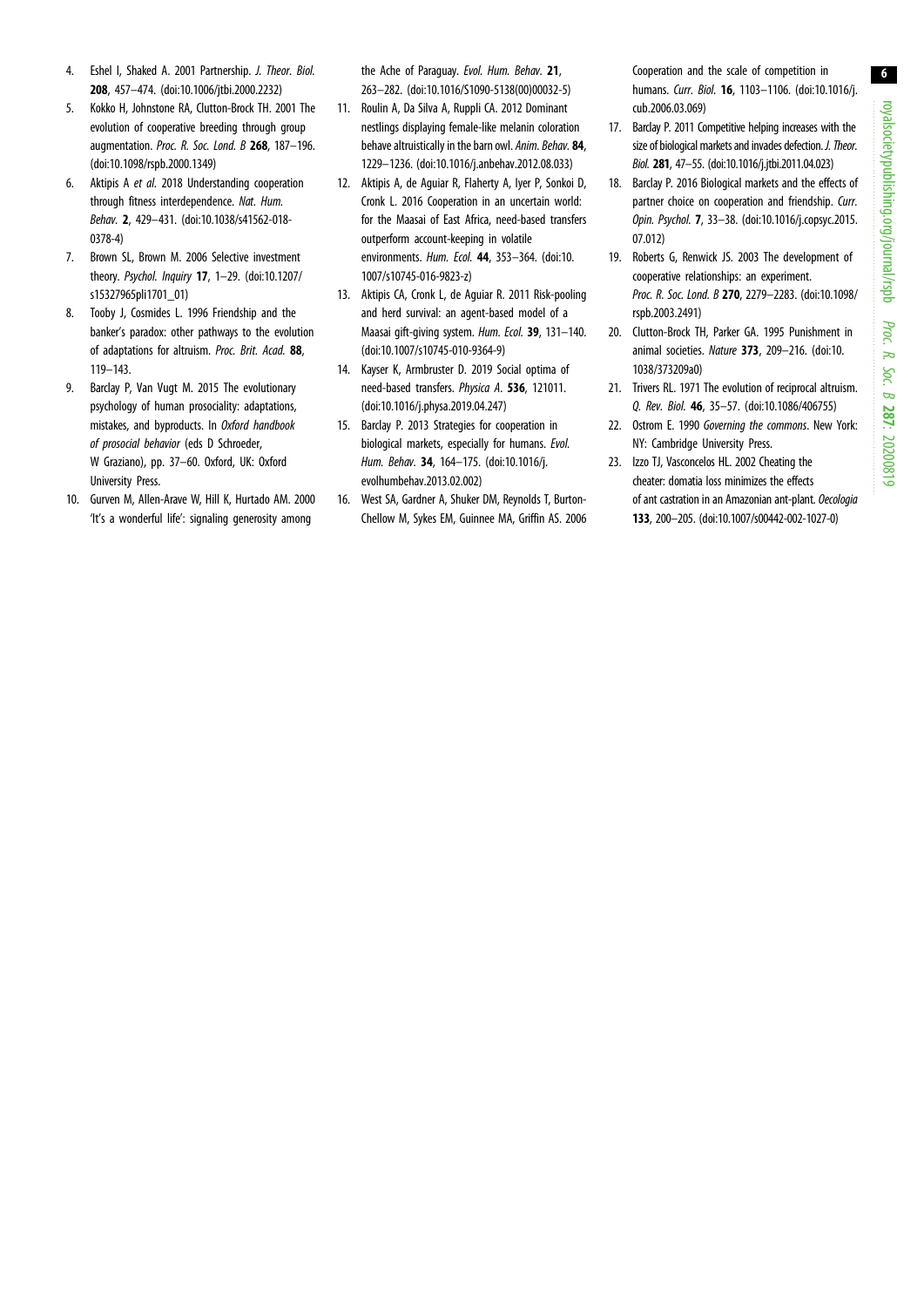4. Eshel I, Shaked A. 2001 Partnership. *J. Theor. Biol.* **208**, 457–474. (doi:10.1006/jtbi.2000.2232)
5. Kokko H, Johnstone RA, Clutton-Brock TH. 2001 The evolution of cooperative breeding through group augmentation. *Proc. R. Soc. Lond. B* **268**, 187–196. (doi:10.1098/rspb.2000.1349)
6. Aktipis A *et al*. 2018 Understanding cooperation through fitness interdependence. *Nat. Hum. Behav.* **2**, 429–431. (doi:10.1038/s41562-018-0378-4)
7. Brown SL, Brown M. 2006 Selective investment theory. *Psychol. Inquiry* **17**, 1–29. (doi:10.1207/s15327965pli1701_01)
8. Tooby J, Cosmides L. 1996 Friendship and the banker's paradox: other pathways to the evolution of adaptations for altruism. *Proc. Brit. Acad.* **88**, 119–143.
9. Barclay P, Van Vugt M. 2015 The evolutionary psychology of human prosociality: adaptations, mistakes, and byproducts. In *Oxford handbook of prosocial behavior* (eds D Schroeder, W Graziano), pp. 37–60. Oxford, UK: Oxford University Press.
10. Gurven M, Allen-Arave W, Hill K, Hurtado AM. 2000 'It's a wonderful life': signaling generosity among the Ache of Paraguay. *Evol. Hum. Behav.* **21**, 263–282. (doi:10.1016/S1090-5138(00)00032-5)
11. Roulin A, Da Silva A, Ruppli CA. 2012 Dominant nestlings displaying female-like melanin coloration behave altruistically in the barn owl. *Anim. Behav.* **84**, 1229–1236. (doi:10.1016/j.anbehav.2012.08.033)
12. Aktipis A, de Aguiar R, Flaherty A, Iyer P, Sonkoi D, Cronk L. 2016 Cooperation in an uncertain world: for the Maasai of East Africa, need-based transfers outperform account-keeping in volatile environments. *Hum. Ecol.* **44**, 353–364. (doi:10.1007/s10745-016-9823-z)
13. Aktipis CA, Cronk L, de Aguiar R. 2011 Risk-pooling and herd survival: an agent-based model of a Maasai gift-giving system. *Hum. Ecol.* **39**, 131–140. (doi:10.1007/s10745-010-9364-9)
14. Kayser K, Armbruster D. 2019 Social optima of need-based transfers. *Physica A*. **536**, 121011. (doi:10.1016/j.physa.2019.04.247)
15. Barclay P. 2013 Strategies for cooperation in biological markets, especially for humans. *Evol. Hum. Behav.* **34**, 164–175. (doi:10.1016/j.evolhumbehav.2013.02.002)
16. West SA, Gardner A, Shuker DM, Reynolds T, Burton-Chellow M, Sykes EM, Guinnee MA, Griffin AS. 2006 Cooperation and the scale of competition in humans. *Curr. Biol.* **16**, 1103–1106. (doi:10.1016/j.cub.2006.03.069)
17. Barclay P. 2011 Competitive helping increases with the size of biological markets and invades defection. *J. Theor. Biol.* **281**, 47–55. (doi:10.1016/j.jtbi.2011.04.023)
18. Barclay P. 2016 Biological markets and the effects of partner choice on cooperation and friendship. *Curr. Opin. Psychol.* **7**, 33–38. (doi:10.1016/j.copsyc.2015.07.012)
19. Roberts G, Renwick JS. 2003 The development of cooperative relationships: an experiment. *Proc. R. Soc. Lond. B* **270**, 2279–2283. (doi:10.1098/rspb.2003.2491)
20. Clutton-Brock TH, Parker GA. 1995 Punishment in animal societies. *Nature* **373**, 209–216. (doi:10.1038/373209a0)
21. Trivers RL. 1971 The evolution of reciprocal altruism. *Q. Rev. Biol.* **46**, 35–57. (doi:10.1086/406755)
22. Ostrom E. 1990 *Governing the commons*. New York: NY: Cambridge University Press.
23. Izzo TJ, Vasconcelos HL. 2002 Cheating the cheater: domatia loss minimizes the effects of ant castration in an Amazonian ant-plant. *Oecologia* **133**, 200–205. (doi:10.1007/s00442-002-1027-0)